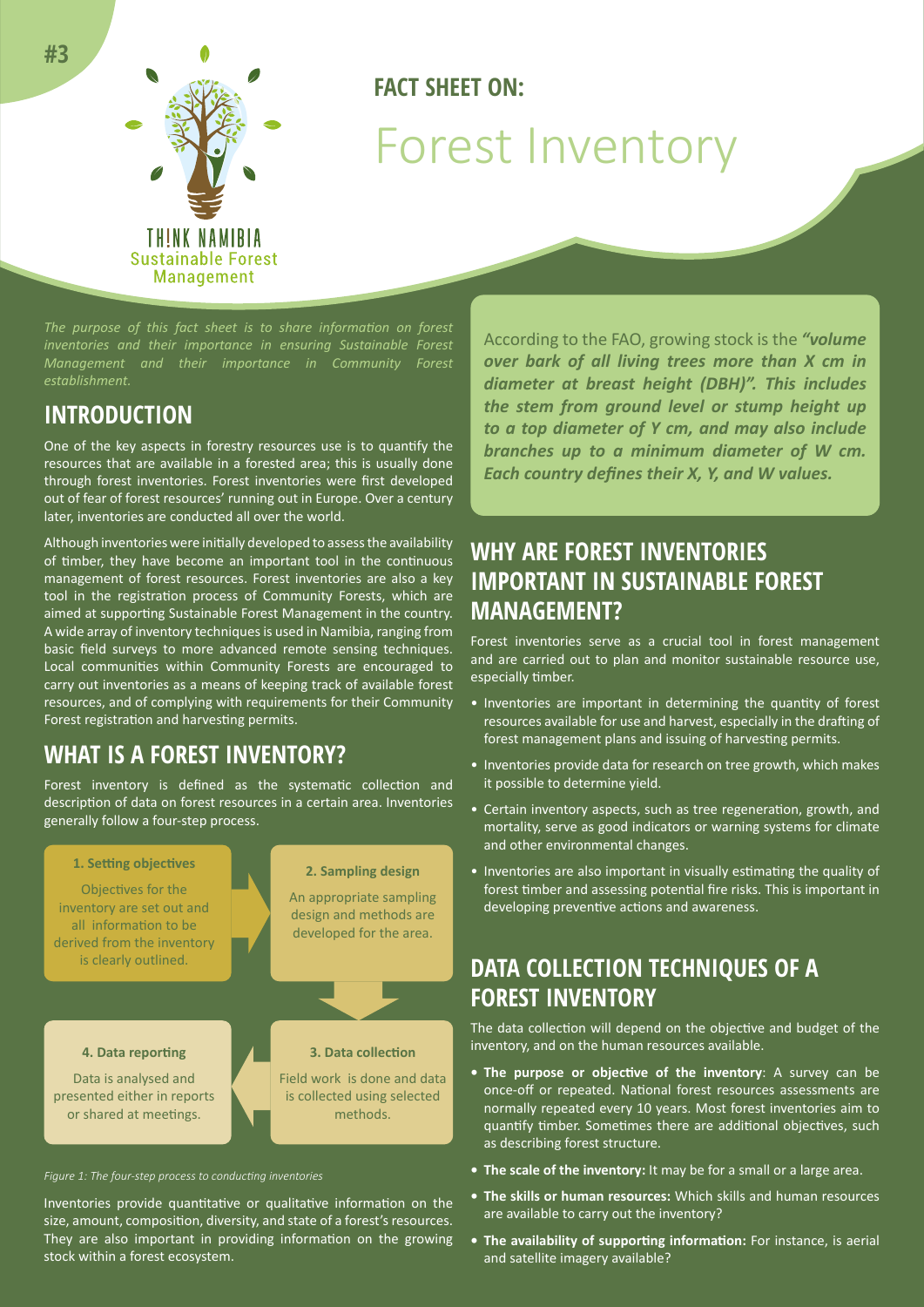#3

THINK NAMIBIA
Sustainable Forest Management

**FACT SHEET ON:**

# Forest Inventory

*The purpose of this fact sheet is to share information on forest inventories and their importance in ensuring Sustainable Forest Management and their importance in Community Forest establishment.*

## INTRODUCTION

One of the key aspects in forestry resources use is to quantify the resources that are available in a forested area; this is usually done through forest inventories. Forest inventories were first developed out of fear of forest resources' running out in Europe. Over a century later, inventories are conducted all over the world.

Although inventories were initially developed to assess the availability of timber, they have become an important tool in the continuous management of forest resources. Forest inventories are also a key tool in the registration process of Community Forests, which are aimed at supporting Sustainable Forest Management in the country. A wide array of inventory techniques is used in Namibia, ranging from basic field surveys to more advanced remote sensing techniques. Local communities within Community Forests are encouraged to carry out inventories as a means of keeping track of available forest resources, and of complying with requirements for their Community Forest registration and harvesting permits.

## WHAT IS A FOREST INVENTORY?

Forest inventory is defined as the systematic collection and description of data on forest resources in a certain area. Inventories generally follow a four-step process.

**1. Setting objectives**
Objectives for the inventory are set out and all information to be derived from the inventory is clearly outlined.

**2. Sampling design**
An appropriate sampling design and methods are developed for the area.

**3. Data collection**
Field work is done and data is collected using selected methods.

**4. Data reporting**
Data is analysed and presented either in reports or shared at meetings.

*Figure 1: The four-step process to conducting inventories*

Inventories provide quantitative or qualitative information on the size, amount, composition, diversity, and state of a forest's resources. They are also important in providing information on the growing stock within a forest ecosystem.

According to the FAO, growing stock is the ***"volume over bark of all living trees more than X cm in diameter at breast height (DBH)". This includes the stem from ground level or stump height up to a top diameter of Y cm, and may also include branches up to a minimum diameter of W cm. Each country defines their X, Y, and W values.***

## WHY ARE FOREST INVENTORIES IMPORTANT IN SUSTAINABLE FOREST MANAGEMENT?

Forest inventories serve as a crucial tool in forest management and are carried out to plan and monitor sustainable resource use, especially timber.

- Inventories are important in determining the quantity of forest resources available for use and harvest, especially in the drafting of forest management plans and issuing of harvesting permits.
- Inventories provide data for research on tree growth, which makes it possible to determine yield.
- Certain inventory aspects, such as tree regeneration, growth, and mortality, serve as good indicators or warning systems for climate and other environmental changes.
- Inventories are also important in visually estimating the quality of forest timber and assessing potential fire risks. This is important in developing preventive actions and awareness.

## DATA COLLECTION TECHNIQUES OF A FOREST INVENTORY

The data collection will depend on the objective and budget of the inventory, and on the human resources available.

- **The purpose or objective of the inventory**: A survey can be once-off or repeated. National forest resources assessments are normally repeated every 10 years. Most forest inventories aim to quantify timber. Sometimes there are additional objectives, such as describing forest structure.
- **The scale of the inventory:** It may be for a small or a large area.
- **The skills or human resources:** Which skills and human resources are available to carry out the inventory?
- **The availability of supporting information:** For instance, is aerial and satellite imagery available?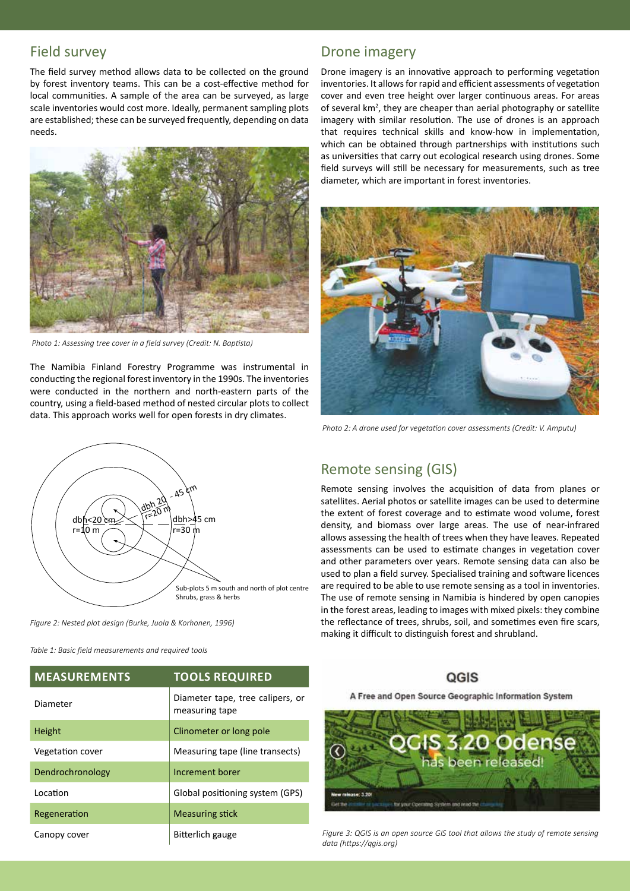## Field survey

The field survey method allows data to be collected on the ground by forest inventory teams. This can be a cost-effective method for local communities. A sample of the area can be surveyed, as large scale inventories would cost more. Ideally, permanent sampling plots are established; these can be surveyed frequently, depending on data needs.

*Photo 1: Assessing tree cover in a field survey (Credit: N. Baptista)*

The Namibia Finland Forestry Programme was instrumental in conducting the regional forest inventory in the 1990s. The inventories were conducted in the northern and north-eastern parts of the country, using a field-based method of nested circular plots to collect data. This approach works well for open forests in dry climates.

dbh<20 cm r=10 m | dbh 20 - 45 cm r=20 m | dbh>45 cm r=30 m | Sub-plots 5 m south and north of plot centre Shrubs, grass & herbs

*Figure 2: Nested plot design (Burke, Juola & Korhonen, 1996)*

*Table 1: Basic field measurements and required tools*

| MEASUREMENTS | TOOLS REQUIRED |
|---|---|
| Diameter | Diameter tape, tree calipers, or measuring tape |
| Height | Clinometer or long pole |
| Vegetation cover | Measuring tape (line transects) |
| Dendrochronology | Increment borer |
| Location | Global positioning system (GPS) |
| Regeneration | Measuring stick |
| Canopy cover | Bitterlich gauge |

## Drone imagery

Drone imagery is an innovative approach to performing vegetation inventories. It allows for rapid and efficient assessments of vegetation cover and even tree height over larger continuous areas. For areas of several $km^2$, they are cheaper than aerial photography or satellite imagery with similar resolution. The use of drones is an approach that requires technical skills and know-how in implementation, which can be obtained through partnerships with institutions such as universities that carry out ecological research using drones. Some field surveys will still be necessary for measurements, such as tree diameter, which are important in forest inventories.

*Photo 2: A drone used for vegetation cover assessments (Credit: V. Amputu)*

## Remote sensing (GIS)

Remote sensing involves the acquisition of data from planes or satellites. Aerial photos or satellite images can be used to determine the extent of forest coverage and to estimate wood volume, forest density, and biomass over large areas. The use of near-infrared allows assessing the health of trees when they have leaves. Repeated assessments can be used to estimate changes in vegetation cover and other parameters over years. Remote sensing data can also be used to plan a field survey. Specialised training and software licences are required to be able to use remote sensing as a tool in inventories. The use of remote sensing in Namibia is hindered by open canopies in the forest areas, leading to images with mixed pixels: they combine the reflectance of trees, shrubs, soil, and sometimes even fire scars, making it difficult to distinguish forest and shrubland.

*Figure 3: QGIS is an open source GIS tool that allows the study of remote sensing data (https://qgis.org)*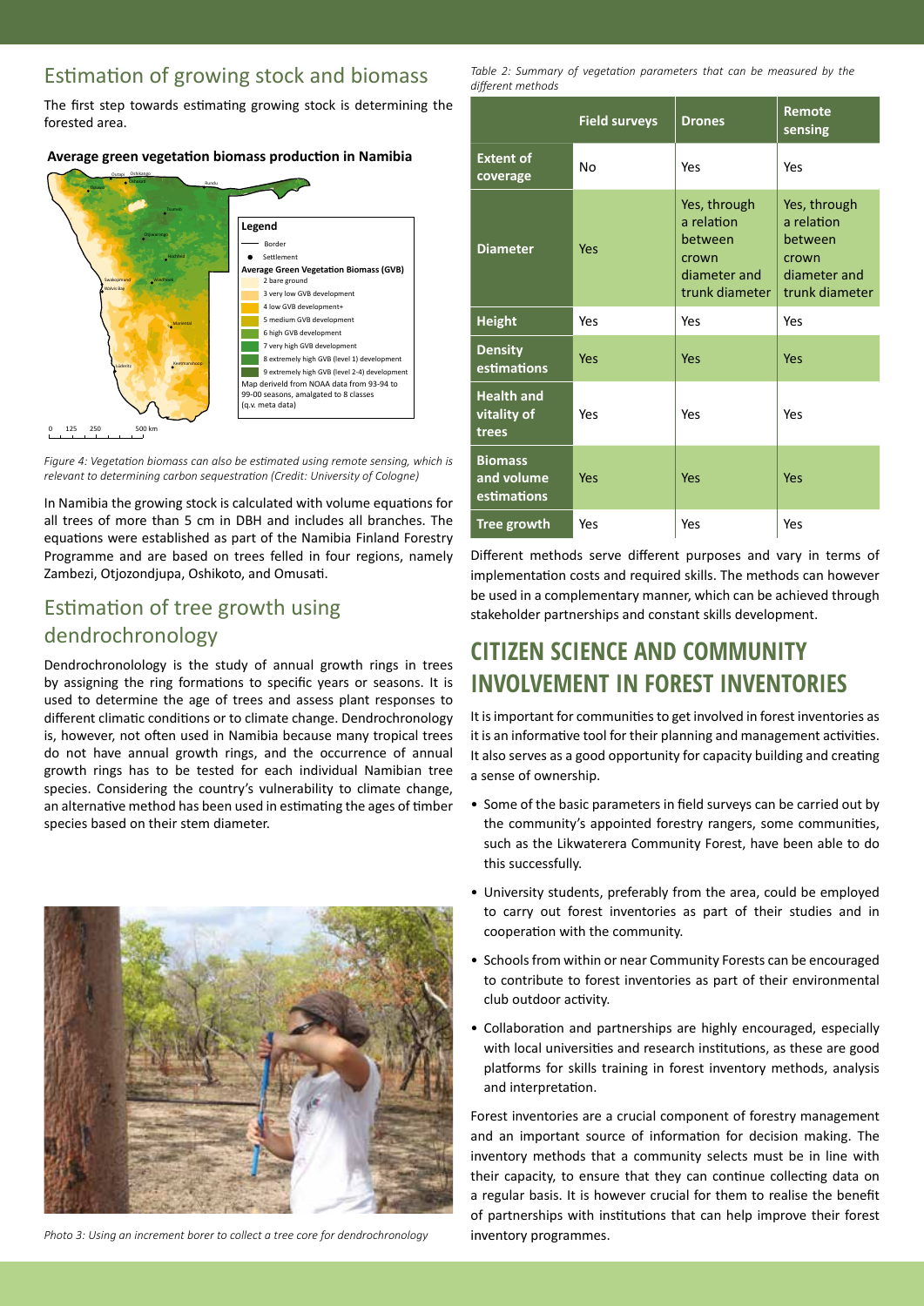## Estimation of growing stock and biomass

The first step towards estimating growing stock is determining the forested area.

**Average green vegetation biomass production in Namibia**

Figure 4: Vegetation biomass can also be estimated using remote sensing, which is relevant to determining carbon sequestration (Credit: University of Cologne)

In Namibia the growing stock is calculated with volume equations for all trees of more than 5 cm in DBH and includes all branches. The equations were established as part of the Namibia Finland Forestry Programme and are based on trees felled in four regions, namely Zambezi, Otjozondjupa, Oshikoto, and Omusati.

## Estimation of tree growth using dendrochronology

Dendrochronolology is the study of annual growth rings in trees by assigning the ring formations to specific years or seasons. It is used to determine the age of trees and assess plant responses to different climatic conditions or to climate change. Dendrochronology is, however, not often used in Namibia because many tropical trees do not have annual growth rings, and the occurrence of annual growth rings has to be tested for each individual Namibian tree species. Considering the country's vulnerability to climate change, an alternative method has been used in estimating the ages of timber species based on their stem diameter.

Photo 3: Using an increment borer to collect a tree core for dendrochronology

*Table 2: Summary of vegetation parameters that can be measured by the different methods*

| | Field surveys | Drones | Remote sensing |
|---|---|---|---|
| Extent of coverage | No | Yes | Yes |
| Diameter | Yes | Yes, through a relation between crown diameter and trunk diameter | Yes, through a relation between crown diameter and trunk diameter |
| Height | Yes | Yes | Yes |
| Density estimations | Yes | Yes | Yes |
| Health and vitality of trees | Yes | Yes | Yes |
| Biomass and volume estimations | Yes | Yes | Yes |
| Tree growth | Yes | Yes | Yes |

Different methods serve different purposes and vary in terms of implementation costs and required skills. The methods can however be used in a complementary manner, which can be achieved through stakeholder partnerships and constant skills development.

## CITIZEN SCIENCE AND COMMUNITY INVOLVEMENT IN FOREST INVENTORIES

It is important for communities to get involved in forest inventories as it is an informative tool for their planning and management activities. It also serves as a good opportunity for capacity building and creating a sense of ownership.

- Some of the basic parameters in field surveys can be carried out by the community's appointed forestry rangers, some communities, such as the Likwaterera Community Forest, have been able to do this successfully.
- University students, preferably from the area, could be employed to carry out forest inventories as part of their studies and in cooperation with the community.
- Schools from within or near Community Forests can be encouraged to contribute to forest inventories as part of their environmental club outdoor activity.
- Collaboration and partnerships are highly encouraged, especially with local universities and research institutions, as these are good platforms for skills training in forest inventory methods, analysis and interpretation.

Forest inventories are a crucial component of forestry management and an important source of information for decision making. The inventory methods that a community selects must be in line with their capacity, to ensure that they can continue collecting data on a regular basis. It is however crucial for them to realise the benefit of partnerships with institutions that can help improve their forest inventory programmes.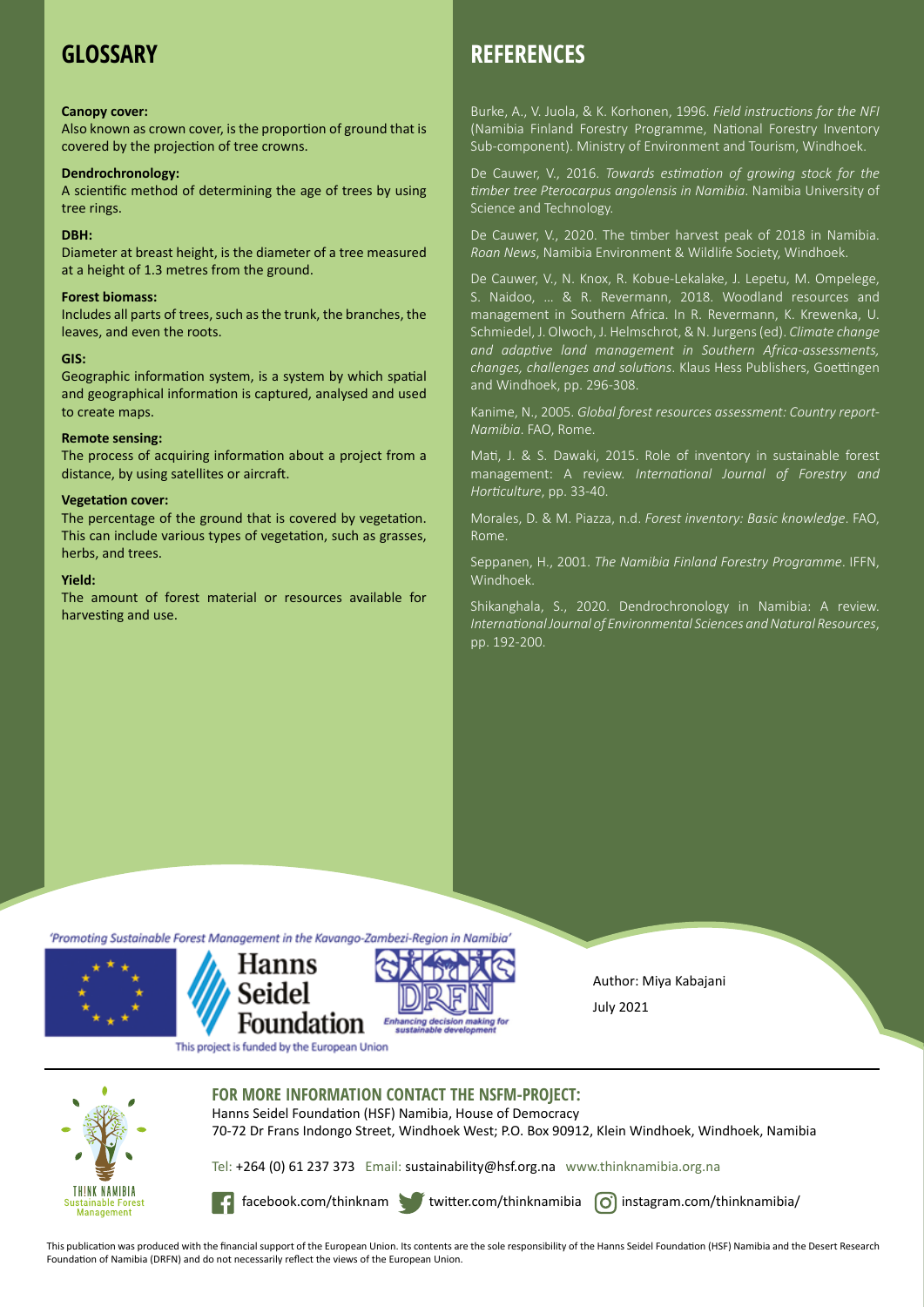## GLOSSARY

**Canopy cover:**
Also known as crown cover, is the proportion of ground that is covered by the projection of tree crowns.

**Dendrochronology:**
A scientific method of determining the age of trees by using tree rings.

**DBH:**
Diameter at breast height, is the diameter of a tree measured at a height of 1.3 metres from the ground.

**Forest biomass:**
Includes all parts of trees, such as the trunk, the branches, the leaves, and even the roots.

**GIS:**
Geographic information system, is a system by which spatial and geographical information is captured, analysed and used to create maps.

**Remote sensing:**
The process of acquiring information about a project from a distance, by using satellites or aircraft.

**Vegetation cover:**
The percentage of the ground that is covered by vegetation. This can include various types of vegetation, such as grasses, herbs, and trees.

**Yield:**
The amount of forest material or resources available for harvesting and use.

## REFERENCES

Burke, A., V. Juola, & K. Korhonen, 1996. *Field instructions for the NFI* (Namibia Finland Forestry Programme, National Forestry Inventory Sub-component). Ministry of Environment and Tourism, Windhoek.

De Cauwer, V., 2016. *Towards estimation of growing stock for the timber tree Pterocarpus angolensis in Namibia*. Namibia University of Science and Technology.

De Cauwer, V., 2020. The timber harvest peak of 2018 in Namibia. *Roan News*, Namibia Environment & Wildlife Society, Windhoek.

De Cauwer, V., N. Knox, R. Kobue-Lekalake, J. Lepetu, M. Ompelege, S. Naidoo, ... & R. Revermann, 2018. Woodland resources and management in Southern Africa. In R. Revermann, K. Krewenka, U. Schmiedel, J. Olwoch, J. Helmschrot, & N. Jurgens (ed). *Climate change and adaptive land management in Southern Africa-assessments, changes, challenges and solutions*. Klaus Hess Publishers, Goettingen and Windhoek, pp. 296-308.

Kanime, N., 2005. *Global forest resources assessment: Country report-Namibia*. FAO, Rome.

Mati, J. & S. Dawaki, 2015. Role of inventory in sustainable forest management: A review. *International Journal of Forestry and Horticulture*, pp. 33-40.

Morales, D. & M. Piazza, n.d. *Forest inventory: Basic knowledge*. FAO, Rome.

Seppanen, H., 2001. *The Namibia Finland Forestry Programme*. IFFN, Windhoek.

Shikanghala, S., 2020. Dendrochronology in Namibia: A review. *International Journal of Environmental Sciences and Natural Resources*, pp. 192-200.

'Promoting Sustainable Forest Management in the Kavango-Zambezi-Region in Namibia'

This project is funded by the European Union

Author: Miya Kabajani

July 2021

**FOR MORE INFORMATION CONTACT THE NSFM-PROJECT:**

Hanns Seidel Foundation (HSF) Namibia, House of Democracy
70-72 Dr Frans Indongo Street, Windhoek West; P.O. Box 90912, Klein Windhoek, Windhoek, Namibia

Tel: +264 (0) 61 237 373 Email: sustainability@hsf.org.na www.thinknamibia.org.na

facebook.com/thinknam twitter.com/thinknamibia instagram.com/thinknamibia/

This publication was produced with the financial support of the European Union. Its contents are the sole responsibility of the Hanns Seidel Foundation (HSF) Namibia and the Desert Research Foundation of Namibia (DRFN) and do not necessarily reflect the views of the European Union.